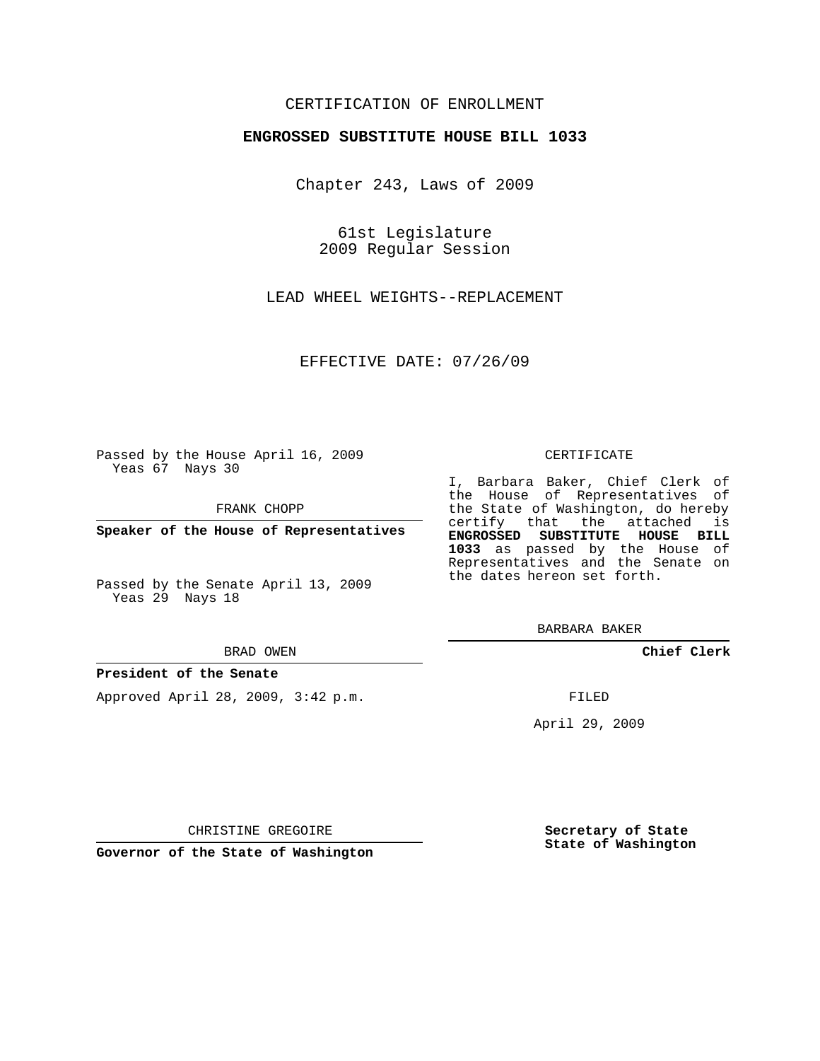CERTIFICATION OF ENROLLMENT

**ENGROSSED SUBSTITUTE HOUSE BILL 1033**

Chapter 243, Laws of 2009

61st Legislature
2009 Regular Session

LEAD WHEEL WEIGHTS--REPLACEMENT

EFFECTIVE DATE: 07/26/09

Passed by the House April 16, 2009
Yeas 67 Nays 30

FRANK CHOPP

**Speaker of the House of Representatives**

Passed by the Senate April 13, 2009
Yeas 29 Nays 18

BRAD OWEN

**President of the Senate**

Approved April 28, 2009, 3:42 p.m.

CHRISTINE GREGOIRE

**Governor of the State of Washington**

CERTIFICATE

I, Barbara Baker, Chief Clerk of the House of Representatives of the State of Washington, do hereby certify that the attached is **ENGROSSED SUBSTITUTE HOUSE BILL 1033** as passed by the House of Representatives and the Senate on the dates hereon set forth.

BARBARA BAKER

**Chief Clerk**

FILED

April 29, 2009

**Secretary of State**
**State of Washington**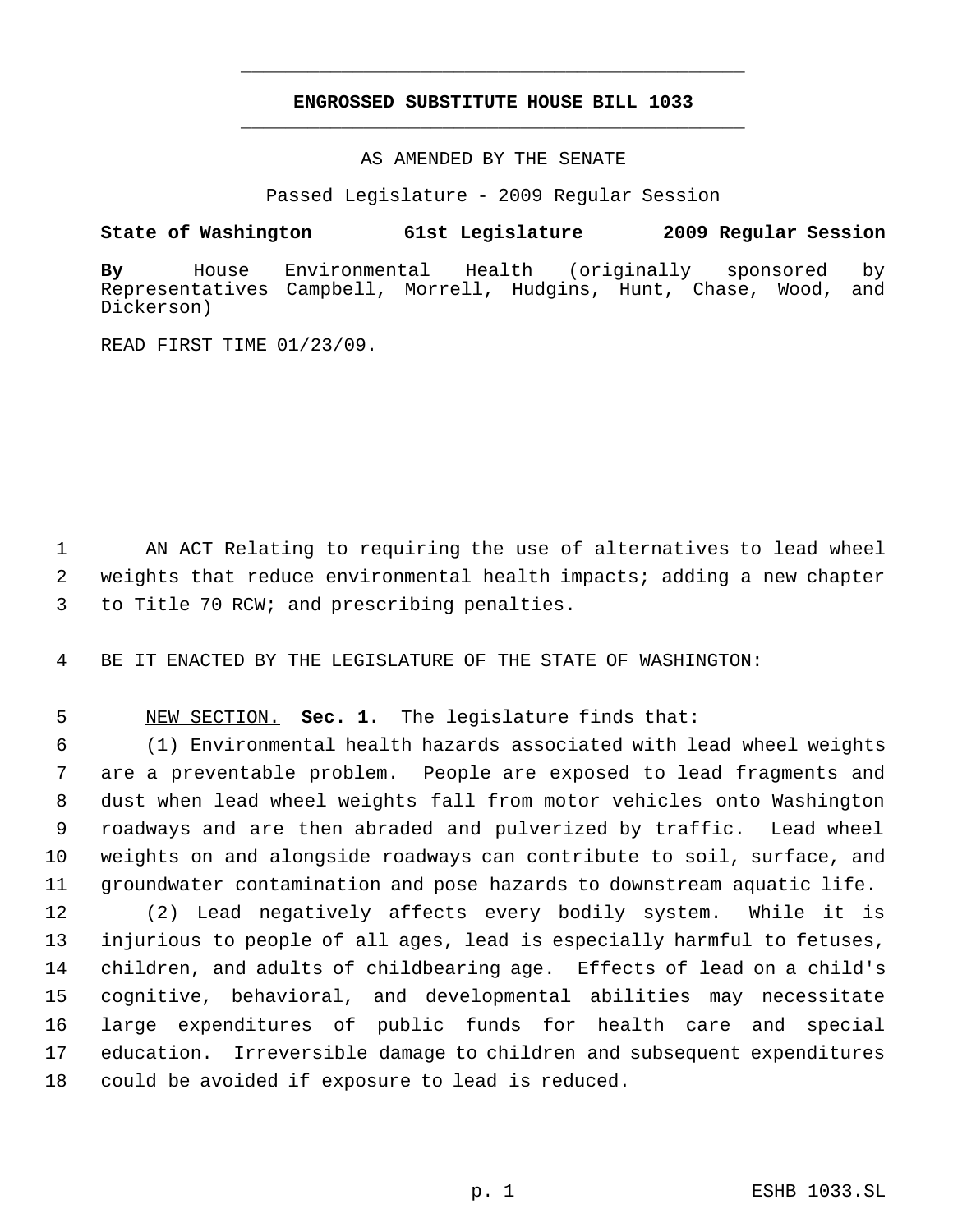# ENGROSSED SUBSTITUTE HOUSE BILL 1033

AS AMENDED BY THE SENATE

Passed Legislature - 2009 Regular Session

**State of Washington 61st Legislature 2009 Regular Session**

**By** House Environmental Health (originally sponsored by Representatives Campbell, Morrell, Hudgins, Hunt, Chase, Wood, and Dickerson)

READ FIRST TIME 01/23/09.

AN ACT Relating to requiring the use of alternatives to lead wheel weights that reduce environmental health impacts; adding a new chapter to Title 70 RCW; and prescribing penalties.

BE IT ENACTED BY THE LEGISLATURE OF THE STATE OF WASHINGTON:

NEW SECTION. **Sec. 1.** The legislature finds that:

(1) Environmental health hazards associated with lead wheel weights are a preventable problem. People are exposed to lead fragments and dust when lead wheel weights fall from motor vehicles onto Washington roadways and are then abraded and pulverized by traffic. Lead wheel weights on and alongside roadways can contribute to soil, surface, and groundwater contamination and pose hazards to downstream aquatic life.

(2) Lead negatively affects every bodily system. While it is injurious to people of all ages, lead is especially harmful to fetuses, children, and adults of childbearing age. Effects of lead on a child's cognitive, behavioral, and developmental abilities may necessitate large expenditures of public funds for health care and special education. Irreversible damage to children and subsequent expenditures could be avoided if exposure to lead is reduced.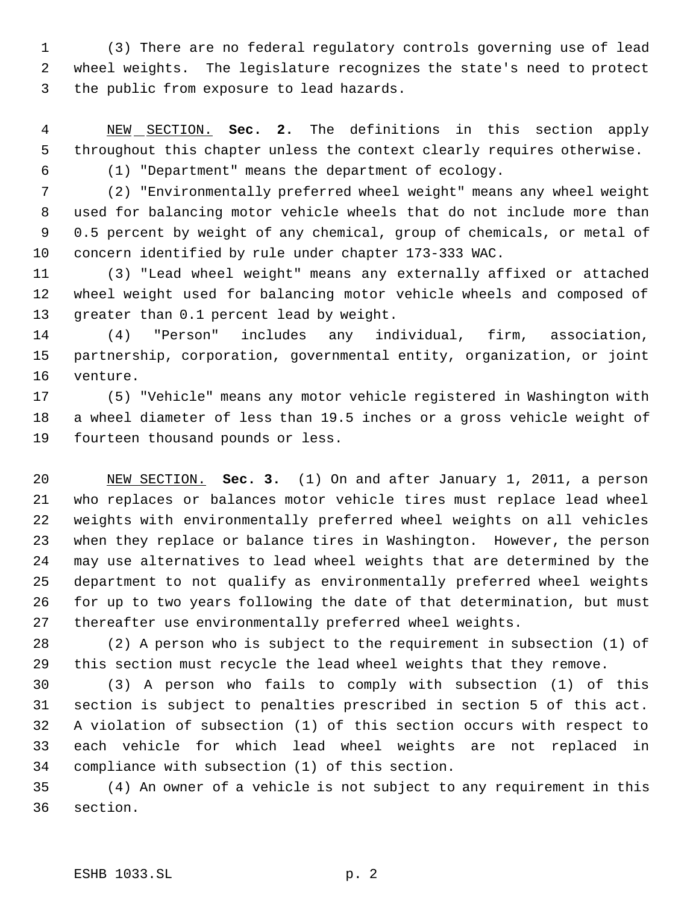(3) There are no federal regulatory controls governing use of lead wheel weights. The legislature recognizes the state's need to protect the public from exposure to lead hazards.

NEW SECTION. **Sec. 2.** The definitions in this section apply throughout this chapter unless the context clearly requires otherwise.

(1) "Department" means the department of ecology.

(2) "Environmentally preferred wheel weight" means any wheel weight used for balancing motor vehicle wheels that do not include more than 0.5 percent by weight of any chemical, group of chemicals, or metal of concern identified by rule under chapter 173-333 WAC.

(3) "Lead wheel weight" means any externally affixed or attached wheel weight used for balancing motor vehicle wheels and composed of greater than 0.1 percent lead by weight.

(4) "Person" includes any individual, firm, association, partnership, corporation, governmental entity, organization, or joint venture.

(5) "Vehicle" means any motor vehicle registered in Washington with a wheel diameter of less than 19.5 inches or a gross vehicle weight of fourteen thousand pounds or less.

NEW SECTION. **Sec. 3.** (1) On and after January 1, 2011, a person who replaces or balances motor vehicle tires must replace lead wheel weights with environmentally preferred wheel weights on all vehicles when they replace or balance tires in Washington. However, the person may use alternatives to lead wheel weights that are determined by the department to not qualify as environmentally preferred wheel weights for up to two years following the date of that determination, but must thereafter use environmentally preferred wheel weights.

(2) A person who is subject to the requirement in subsection (1) of this section must recycle the lead wheel weights that they remove.

(3) A person who fails to comply with subsection (1) of this section is subject to penalties prescribed in section 5 of this act. A violation of subsection (1) of this section occurs with respect to each vehicle for which lead wheel weights are not replaced in compliance with subsection (1) of this section.

(4) An owner of a vehicle is not subject to any requirement in this section.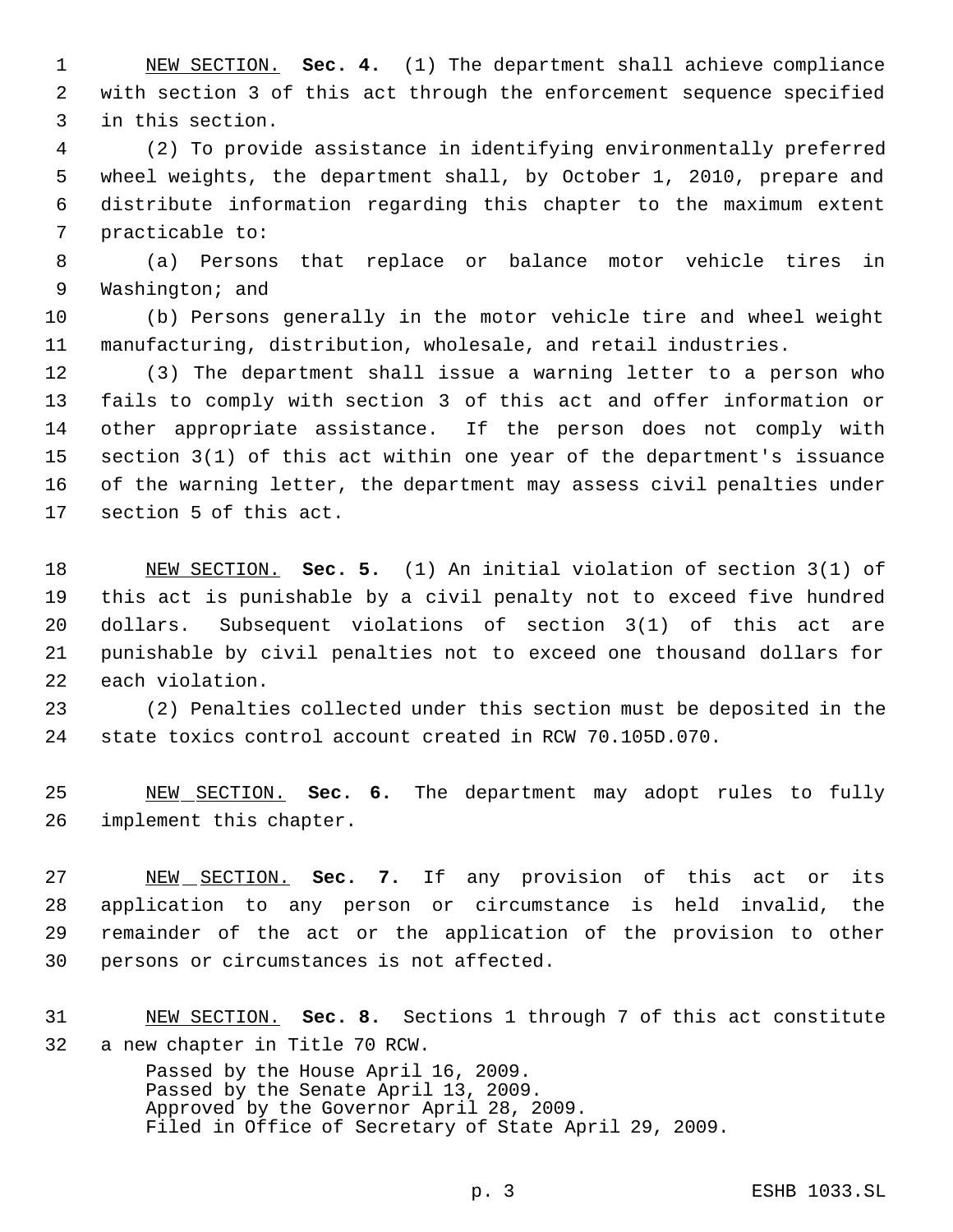NEW SECTION. **Sec. 4.** (1) The department shall achieve compliance with section 3 of this act through the enforcement sequence specified in this section.

(2) To provide assistance in identifying environmentally preferred wheel weights, the department shall, by October 1, 2010, prepare and distribute information regarding this chapter to the maximum extent practicable to:

(a) Persons that replace or balance motor vehicle tires in Washington; and

(b) Persons generally in the motor vehicle tire and wheel weight manufacturing, distribution, wholesale, and retail industries.

(3) The department shall issue a warning letter to a person who fails to comply with section 3 of this act and offer information or other appropriate assistance. If the person does not comply with section 3(1) of this act within one year of the department's issuance of the warning letter, the department may assess civil penalties under section 5 of this act.

NEW SECTION. **Sec. 5.** (1) An initial violation of section 3(1) of this act is punishable by a civil penalty not to exceed five hundred dollars. Subsequent violations of section 3(1) of this act are punishable by civil penalties not to exceed one thousand dollars for each violation.

(2) Penalties collected under this section must be deposited in the state toxics control account created in RCW 70.105D.070.

NEW SECTION. **Sec. 6.** The department may adopt rules to fully implement this chapter.

NEW SECTION. **Sec. 7.** If any provision of this act or its application to any person or circumstance is held invalid, the remainder of the act or the application of the provision to other persons or circumstances is not affected.

NEW SECTION. **Sec. 8.** Sections 1 through 7 of this act constitute a new chapter in Title 70 RCW.

Passed by the House April 16, 2009.
Passed by the Senate April 13, 2009.
Approved by the Governor April 28, 2009.
Filed in Office of Secretary of State April 29, 2009.